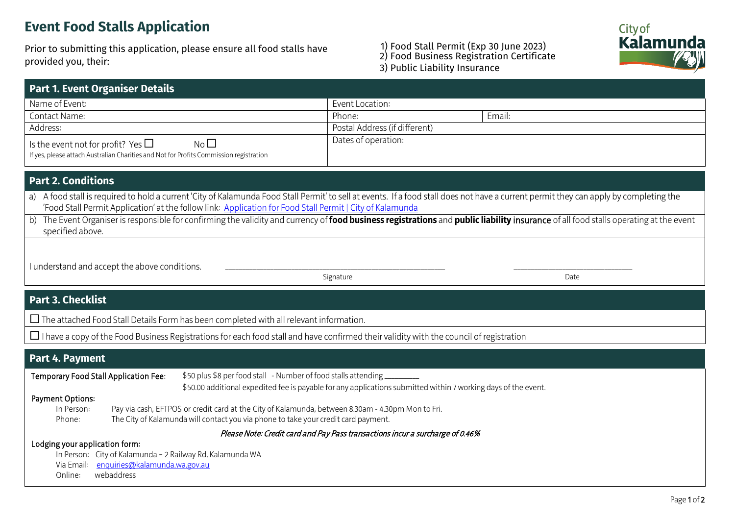# Event Food Stalls Application

Prior to submitting this application, please ensure all food stalls have provided you, their:

1) Food Stall Permit (Exp 30 June 2023)
2) Food Business Registration Certificate
3) Public Liability Insurance

## Part 1. Event Organiser Details

| | | |
|---|---|---|
| Name of Event: | Event Location: | |
| Contact Name: | Phone: | Email: |
| Address: | Postal Address (if different) | |
| Is the event not for profit? Yes ☐ No ☐<br>If yes, please attach Australian Charities and Not for Profits Commission registration | Dates of operation: | |

## Part 2. Conditions

a) A food stall is required to hold a current 'City of Kalamunda Food Stall Permit' to sell at events. If a food stall does not have a current permit they can apply by completing the 'Food Stall Permit Application' at the follow link: [Application for Food Stall Permit | City of Kalamunda]

b) The Event Organiser is responsible for confirming the validity and currency of **food business registrations** and **public liability** insurance of all food stalls operating at the event specified above.

I understand and accept the above conditions. ______________________________ ________________

Signature Date

## Part 3. Checklist

☐ The attached Food Stall Details Form has been completed with all relevant information.

☐ I have a copy of the Food Business Registrations for each food stall and have confirmed their validity with the council of registration

## Part 4. Payment

**Temporary Food Stall Application Fee:** $50 plus $8 per food stall - Number of food stalls attending ________

$50.00 additional expedited fee is payable for any applications submitted within 7 working days of the event.

**Payment Options:**

In Person: Pay via cash, EFTPOS or credit card at the City of Kalamunda, between 8.30am - 4.30pm Mon to Fri.

Phone: The City of Kalamunda will contact you via phone to take your credit card payment.

*Please Note: Credit card and Pay Pass transactions incur a surcharge of 0.46%*

**Lodging your application form:**

In Person: City of Kalamunda – 2 Railway Rd, Kalamunda WA

Via Email: enquiries@kalamunda.wa.gov.au

Online: webaddress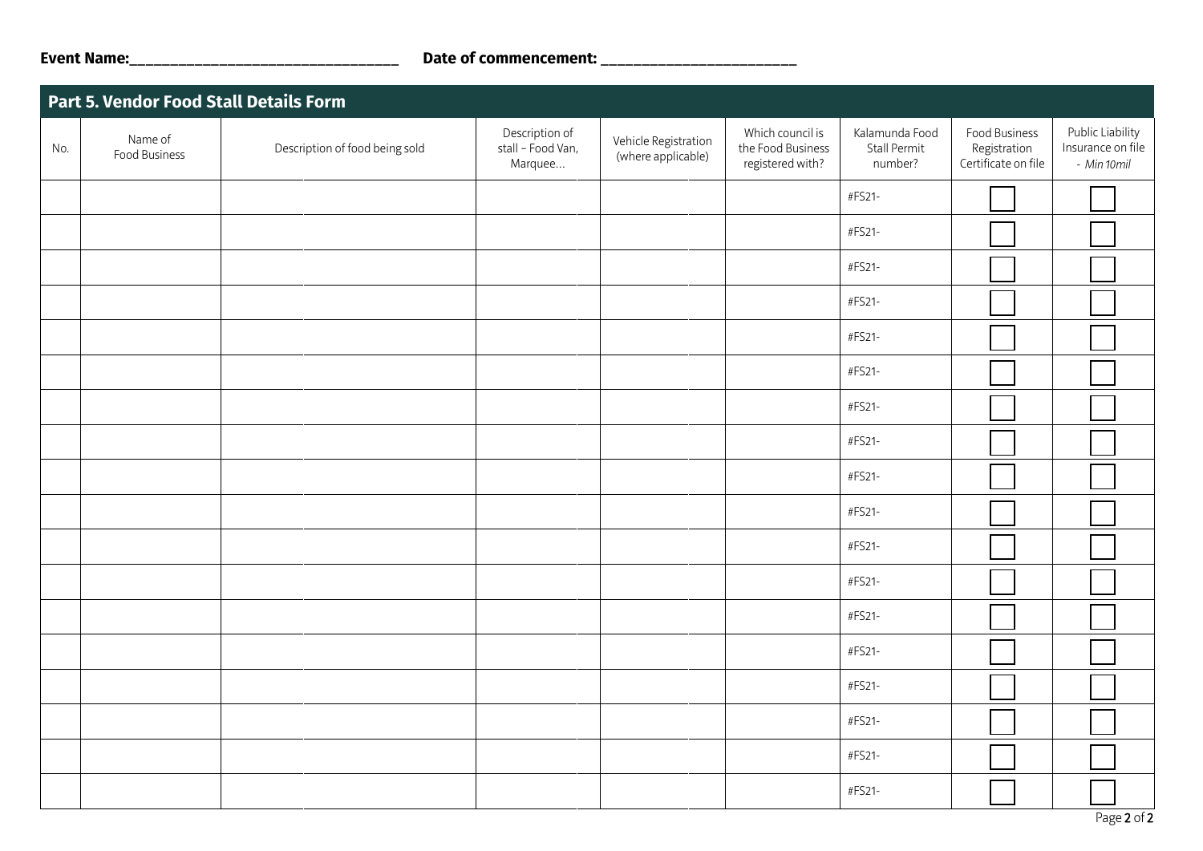**Event Name:**\_\_\_\_\_\_\_\_\_\_\_\_\_\_\_\_\_\_\_\_\_\_\_\_\_\_\_\_\_\_\_\_\_\_ **Date of commencement:** \_\_\_\_\_\_\_\_\_\_\_\_\_\_\_\_\_\_\_\_\_\_\_\_\_

## Part 5. Vendor Food Stall Details Form

| No. | Name of Food Business | Description of food being sold | Description of stall – Food Van, Marquee… | Vehicle Registration (where applicable) | Which council is the Food Business registered with? | Kalamunda Food Stall Permit number? | Food Business Registration Certificate on file | Public Liability Insurance on file - *Min 10mil* |
|---|---|---|---|---|---|---|---|---|
| | | | | | | #FS21- | ☐ | ☐ |
| | | | | | | #FS21- | ☐ | ☐ |
| | | | | | | #FS21- | ☐ | ☐ |
| | | | | | | #FS21- | ☐ | ☐ |
| | | | | | | #FS21- | ☐ | ☐ |
| | | | | | | #FS21- | ☐ | ☐ |
| | | | | | | #FS21- | ☐ | ☐ |
| | | | | | | #FS21- | ☐ | ☐ |
| | | | | | | #FS21- | ☐ | ☐ |
| | | | | | | #FS21- | ☐ | ☐ |
| | | | | | | #FS21- | ☐ | ☐ |
| | | | | | | #FS21- | ☐ | ☐ |
| | | | | | | #FS21- | ☐ | ☐ |
| | | | | | | #FS21- | ☐ | ☐ |
| | | | | | | #FS21- | ☐ | ☐ |
| | | | | | | #FS21- | ☐ | ☐ |
| | | | | | | #FS21- | ☐ | ☐ |
| | | | | | | #FS21- | ☐ | ☐ |